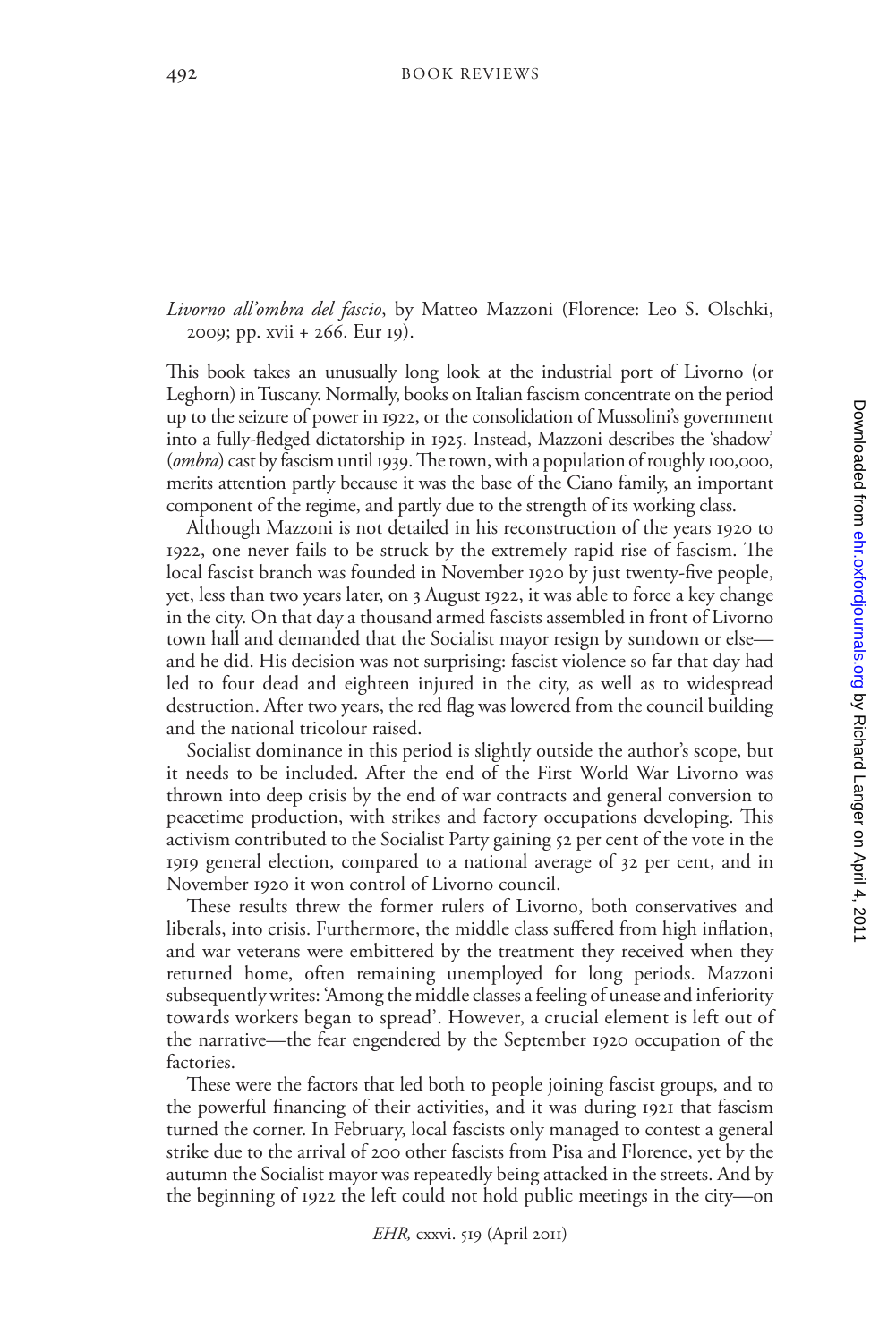*Livorno all'ombra del fascio*, by Matteo Mazzoni (Florence: Leo S. Olschki, 2009; pp. xvii + 266. Eur 19).

This book takes an unusually long look at the industrial port of Livorno (or Leghorn) in Tuscany. Normally, books on Italian fascism concentrate on the period up to the seizure of power in 1922, or the consolidation of Mussolini's government into a fully-fledged dictatorship in 1925. Instead, Mazzoni describes the 'shadow' (*ombra*) cast by fascism until 1939. The town, with a population of roughly 100,000, merits attention partly because it was the base of the Ciano family, an important component of the regime, and partly due to the strength of its working class.

Although Mazzoni is not detailed in his reconstruction of the years 1920 to 1922, one never fails to be struck by the extremely rapid rise of fascism. The local fascist branch was founded in November 1920 by just twenty-five people, yet, less than two years later, on 3 August 1922, it was able to force a key change in the city. On that day a thousand armed fascists assembled in front of Livorno town hall and demanded that the Socialist mayor resign by sundown or else—and he did. His decision was not surprising: fascist violence so far that day had led to four dead and eighteen injured in the city, as well as to widespread destruction. After two years, the red flag was lowered from the council building and the national tricolour raised.

Socialist dominance in this period is slightly outside the author's scope, but it needs to be included. After the end of the First World War Livorno was thrown into deep crisis by the end of war contracts and general conversion to peacetime production, with strikes and factory occupations developing. This activism contributed to the Socialist Party gaining 52 per cent of the vote in the 1919 general election, compared to a national average of 32 per cent, and in November 1920 it won control of Livorno council.

These results threw the former rulers of Livorno, both conservatives and liberals, into crisis. Furthermore, the middle class suffered from high inflation, and war veterans were embittered by the treatment they received when they returned home, often remaining unemployed for long periods. Mazzoni subsequently writes: 'Among the middle classes a feeling of unease and inferiority towards workers began to spread'. However, a crucial element is left out of the narrative—the fear engendered by the September 1920 occupation of the factories.

These were the factors that led both to people joining fascist groups, and to the powerful financing of their activities, and it was during 1921 that fascism turned the corner. In February, local fascists only managed to contest a general strike due to the arrival of 200 other fascists from Pisa and Florence, yet by the autumn the Socialist mayor was repeatedly being attacked in the streets. And by the beginning of 1922 the left could not hold public meetings in the city—on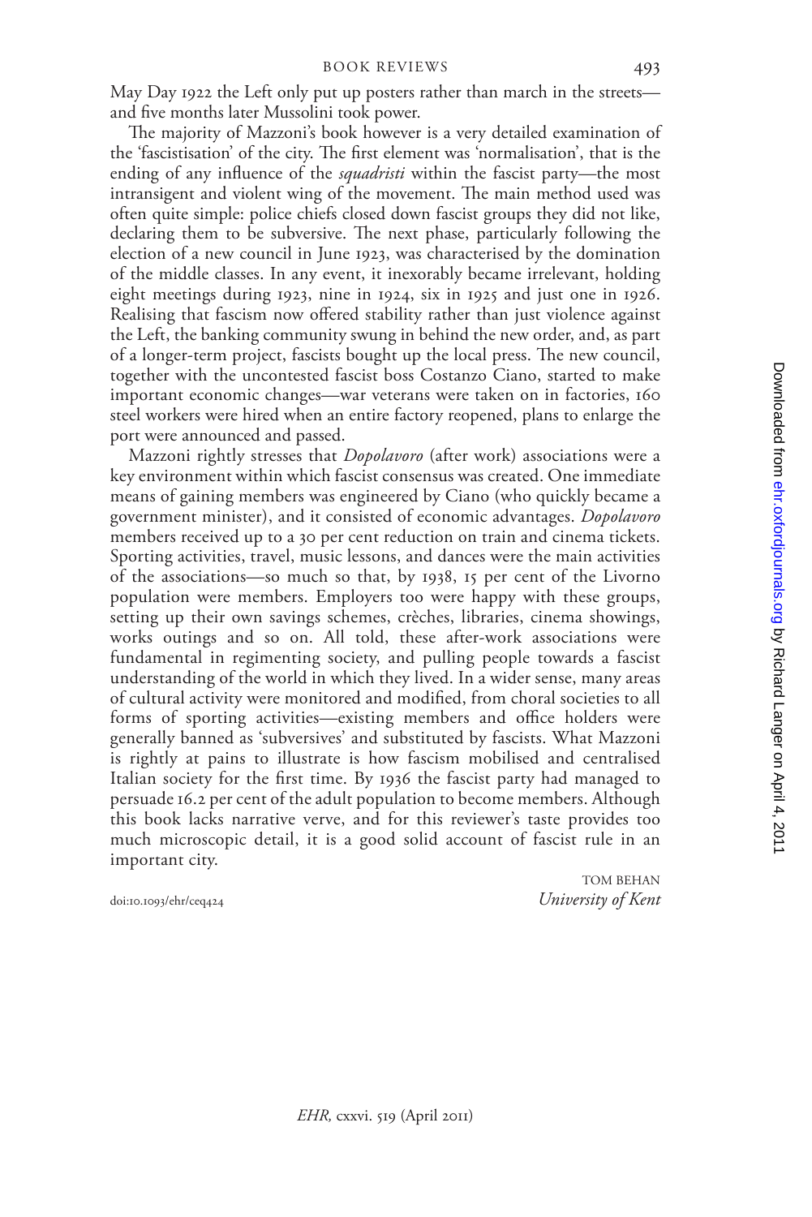May Day 1922 the Left only put up posters rather than march in the streets—and five months later Mussolini took power.

The majority of Mazzoni's book however is a very detailed examination of the 'fascistisation' of the city. The first element was 'normalisation', that is the ending of any influence of the *squadristi* within the fascist party—the most intransigent and violent wing of the movement. The main method used was often quite simple: police chiefs closed down fascist groups they did not like, declaring them to be subversive. The next phase, particularly following the election of a new council in June 1923, was characterised by the domination of the middle classes. In any event, it inexorably became irrelevant, holding eight meetings during 1923, nine in 1924, six in 1925 and just one in 1926. Realising that fascism now offered stability rather than just violence against the Left, the banking community swung in behind the new order, and, as part of a longer-term project, fascists bought up the local press. The new council, together with the uncontested fascist boss Costanzo Ciano, started to make important economic changes—war veterans were taken on in factories, 160 steel workers were hired when an entire factory reopened, plans to enlarge the port were announced and passed.

Mazzoni rightly stresses that *Dopolavoro* (after work) associations were a key environment within which fascist consensus was created. One immediate means of gaining members was engineered by Ciano (who quickly became a government minister), and it consisted of economic advantages. *Dopolavoro* members received up to a 30 per cent reduction on train and cinema tickets. Sporting activities, travel, music lessons, and dances were the main activities of the associations—so much so that, by 1938, 15 per cent of the Livorno population were members. Employers too were happy with these groups, setting up their own savings schemes, crèches, libraries, cinema showings, works outings and so on. All told, these after-work associations were fundamental in regimenting society, and pulling people towards a fascist understanding of the world in which they lived. In a wider sense, many areas of cultural activity were monitored and modified, from choral societies to all forms of sporting activities—existing members and office holders were generally banned as 'subversives' and substituted by fascists. What Mazzoni is rightly at pains to illustrate is how fascism mobilised and centralised Italian society for the first time. By 1936 the fascist party had managed to persuade 16.2 per cent of the adult population to become members. Although this book lacks narrative verve, and for this reviewer's taste provides too much microscopic detail, it is a good solid account of fascist rule in an important city.

TOM BEHAN
*University of Kent*

doi:10.1093/ehr/ceq424